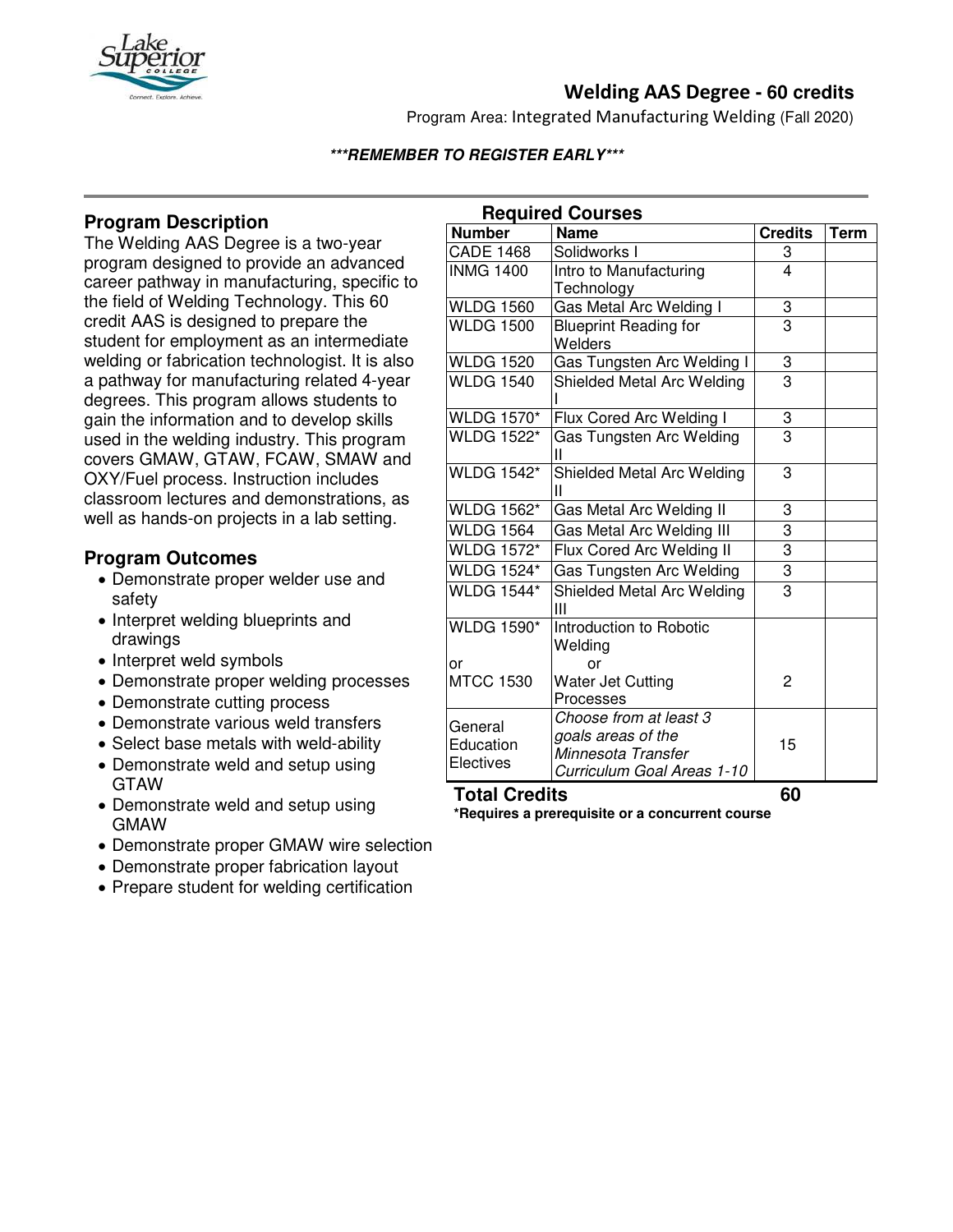# Welding AAS Degree - 60 credits

Program Area: Integrated Manufacturing Welding (Fall 2020)

***REMEMBER TO REGISTER EARLY***

## Program Description

The Welding AAS Degree is a two-year program designed to provide an advanced career pathway in manufacturing, specific to the field of Welding Technology. This 60 credit AAS is designed to prepare the student for employment as an intermediate welding or fabrication technologist. It is also a pathway for manufacturing related 4-year degrees. This program allows students to gain the information and to develop skills used in the welding industry. This program covers GMAW, GTAW, FCAW, SMAW and OXY/Fuel process. Instruction includes classroom lectures and demonstrations, as well as hands-on projects in a lab setting.

## Program Outcomes

- Demonstrate proper welder use and safety
- Interpret welding blueprints and drawings
- Interpret weld symbols
- Demonstrate proper welding processes
- Demonstrate cutting process
- Demonstrate various weld transfers
- Select base metals with weld-ability
- Demonstrate weld and setup using GTAW
- Demonstrate weld and setup using GMAW
- Demonstrate proper GMAW wire selection
- Demonstrate proper fabrication layout
- Prepare student for welding certification

## Required Courses

| Number | Name | Credits | Term |
|---|---|---|---|
| CADE 1468 | Solidworks I | 3 | |
| INMG 1400 | Intro to Manufacturing Technology | 4 | |
| WLDG 1560 | Gas Metal Arc Welding I | 3 | |
| WLDG 1500 | Blueprint Reading for Welders | 3 | |
| WLDG 1520 | Gas Tungsten Arc Welding I | 3 | |
| WLDG 1540 | Shielded Metal Arc Welding I | 3 | |
| WLDG 1570* | Flux Cored Arc Welding I | 3 | |
| WLDG 1522* | Gas Tungsten Arc Welding II | 3 | |
| WLDG 1542* | Shielded Metal Arc Welding II | 3 | |
| WLDG 1562* | Gas Metal Arc Welding II | 3 | |
| WLDG 1564 | Gas Metal Arc Welding III | 3 | |
| WLDG 1572* | Flux Cored Arc Welding II | 3 | |
| WLDG 1524* | Gas Tungsten Arc Welding | 3 | |
| WLDG 1544* | Shielded Metal Arc Welding III | 3 | |
| WLDG 1590* or MTCC 1530 | Introduction to Robotic Welding or Water Jet Cutting Processes | 2 | |
| General Education Electives | *Choose from at least 3 goals areas of the Minnesota Transfer Curriculum Goal Areas 1-10* | 15 | |
| **Total Credits** | | **60** | |

***Requires a prerequisite or a concurrent course**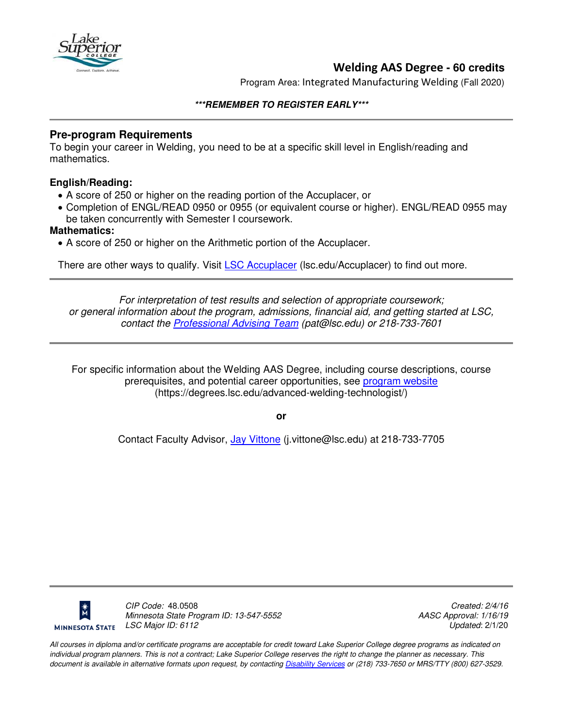## Welding AAS Degree - 60 credits

Program Area: Integrated Manufacturing Welding (Fall 2020)

***\*\*\*REMEMBER TO REGISTER EARLY\*\*\****

## Pre-program Requirements

To begin your career in Welding, you need to be at a specific skill level in English/reading and mathematics.

**English/Reading:**

- A score of 250 or higher on the reading portion of the Accuplacer, or
- Completion of ENGL/READ 0950 or 0955 (or equivalent course or higher). ENGL/READ 0955 may be taken concurrently with Semester I coursework.

**Mathematics:**

- A score of 250 or higher on the Arithmetic portion of the Accuplacer.

There are other ways to qualify. Visit LSC Accuplacer (lsc.edu/Accuplacer) to find out more.

*For interpretation of test results and selection of appropriate coursework; or general information about the program, admissions, financial aid, and getting started at LSC, contact the Professional Advising Team (pat@lsc.edu) or 218-733-7601*

For specific information about the Welding AAS Degree, including course descriptions, course prerequisites, and potential career opportunities, see program website (https://degrees.lsc.edu/advanced-welding-technologist/)

**or**

Contact Faculty Advisor, Jay Vittone (j.vittone@lsc.edu) at 218-733-7705

*CIP Code:* 48.0508
*Minnesota State Program ID: 13-547-5552*
*LSC Major ID: 6112*

*Created: 2/4/16*
*AASC Approval: 1/16/19*
*Updated*: 2/1/20

*All courses in diploma and/or certificate programs are acceptable for credit toward Lake Superior College degree programs as indicated on individual program planners. This is not a contract; Lake Superior College reserves the right to change the planner as necessary. This document is available in alternative formats upon request, by contacting Disability Services or (218) 733-7650 or MRS/TTY (800) 627-3529.*